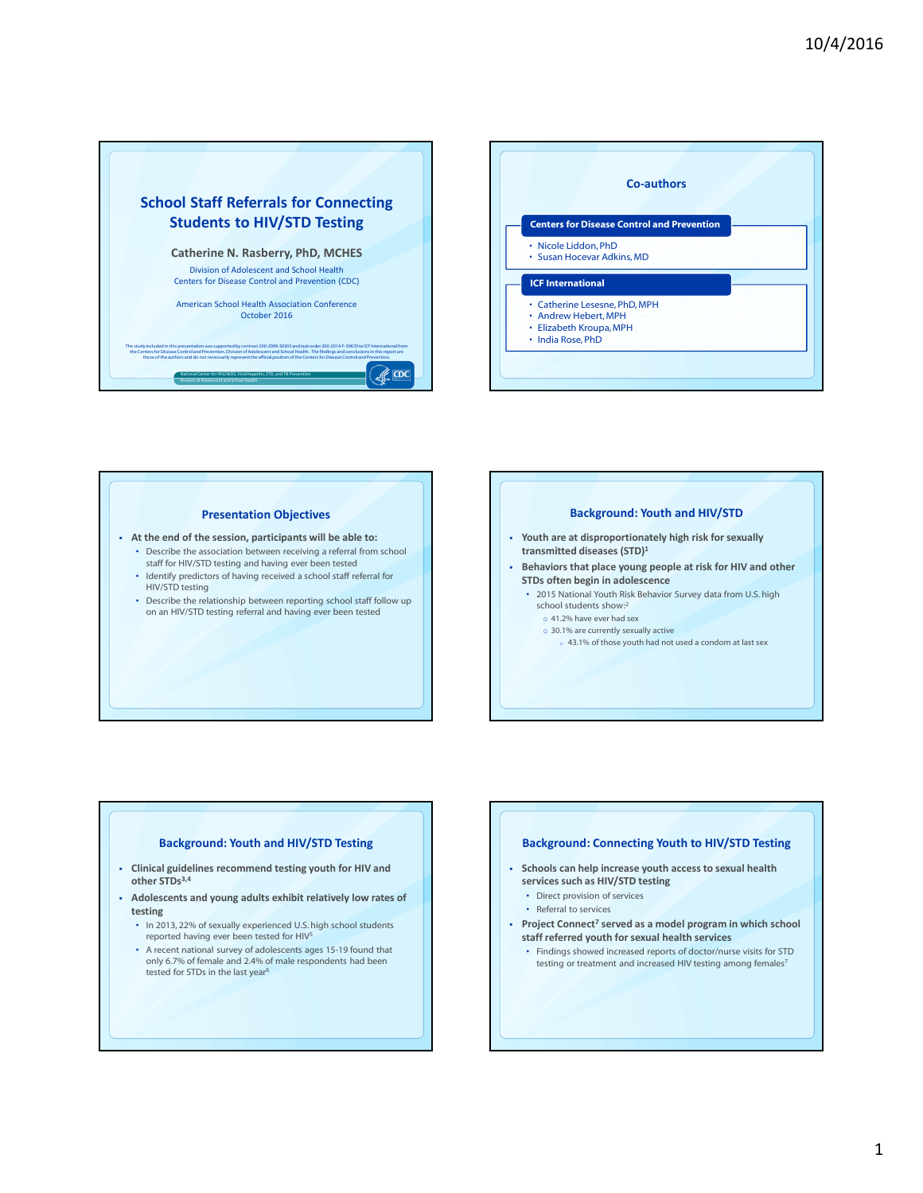# School Staff Referrals for Connecting Students to HIV/STD Testing

**Catherine N. Rasberry, PhD, MCHES**

Division of Adolescent and School Health
Centers for Disease Control and Prevention (CDC)

American School Health Association Conference
October 2016

The study included in this presentation was supported by contract 200-2009-30503 and task order 200-2014-F-59670 to ICF International from the Centers for Disease Control and Prevention, Division of Adolescent and School Health. The findings and conclusions in this report are those of the authors and do not necessarily represent the official position of the Centers for Disease Control and Prevention.

National Center for HIV/AIDS, Viral Hepatitis, STD, and TB Prevention
Division of Adolescent and School Health

## Co-authors

**Centers for Disease Control and Prevention**

- Nicole Liddon, PhD
- Susan Hocevar Adkins, MD

**ICF International**

- Catherine Lesesne, PhD, MPH
- Andrew Hebert, MPH
- Elizabeth Kroupa, MPH
- India Rose, PhD

## Presentation Objectives

- **At the end of the session, participants will be able to:**
  - Describe the association between receiving a referral from school staff for HIV/STD testing and having ever been tested
  - Identify predictors of having received a school staff referral for HIV/STD testing
  - Describe the relationship between reporting school staff follow up on an HIV/STD testing referral and having ever been tested

## Background: Youth and HIV/STD

- **Youth are at disproportionately high risk for sexually transmitted diseases (STD)[1]**
- **Behaviors that place young people at risk for HIV and other STDs often begin in adolescence**
  - 2015 National Youth Risk Behavior Survey data from U.S. high school students show:[2]
    - 41.2% have ever had sex
    - 30.1% are currently sexually active
      - 43.1% of those youth had not used a condom at last sex

## Background: Youth and HIV/STD Testing

- **Clinical guidelines recommend testing youth for HIV and other STDs[3,4]**
- **Adolescents and young adults exhibit relatively low rates of testing**
  - In 2013, 22% of sexually experienced U.S. high school students reported having ever been tested for HIV[5]
  - A recent national survey of adolescents ages 15-19 found that only 6.7% of female and 2.4% of male respondents had been tested for STDs in the last year[6]

## Background: Connecting Youth to HIV/STD Testing

- **Schools can help increase youth access to sexual health services such as HIV/STD testing**
  - Direct provision of services
  - Referral to services
- **Project Connect[7] served as a model program in which school staff referred youth for sexual health services**
  - Findings showed increased reports of doctor/nurse visits for STD testing or treatment and increased HIV testing among females[7]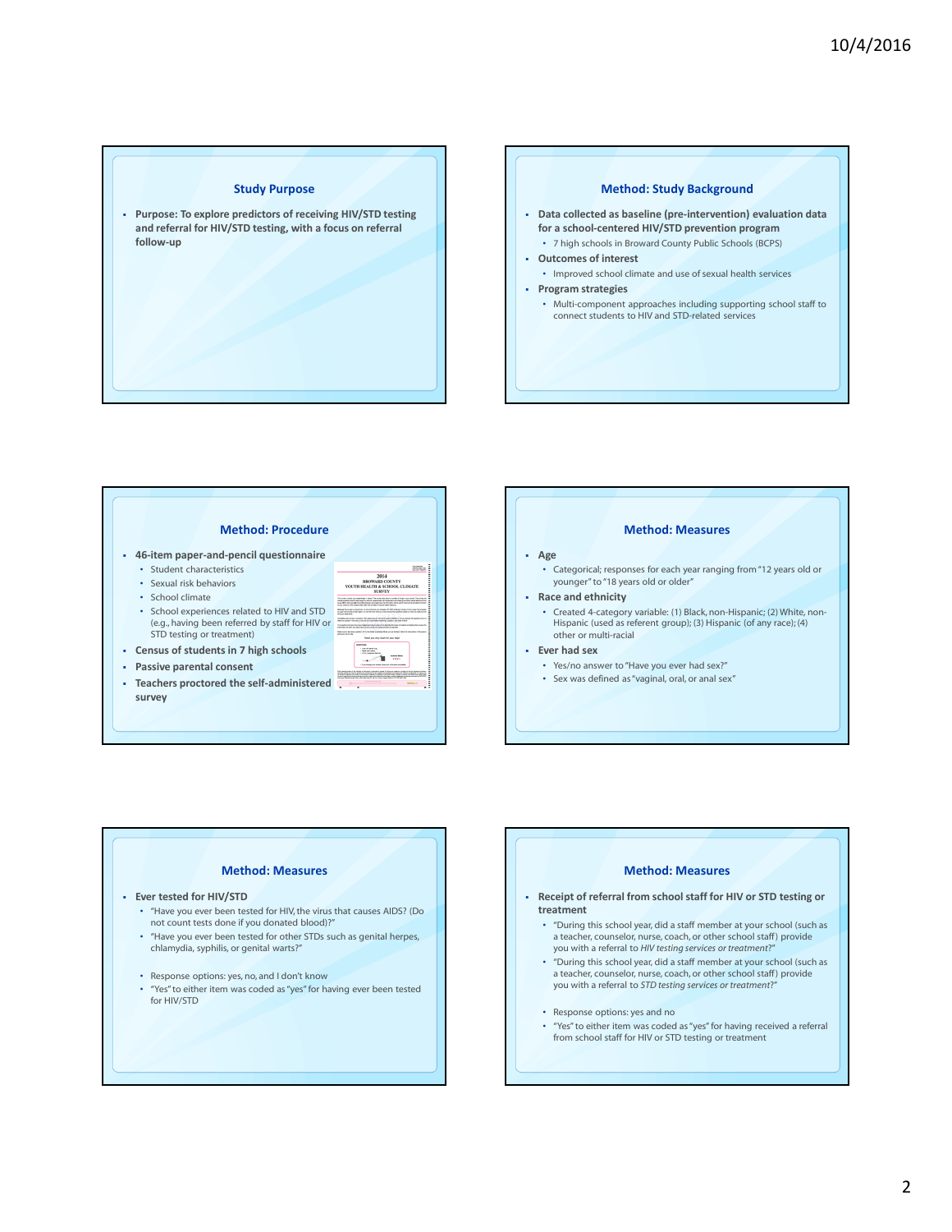## Study Purpose

- **Purpose: To explore predictors of receiving HIV/STD testing and referral for HIV/STD testing, with a focus on referral follow-up**

## Method: Study Background

- **Data collected as baseline (pre-intervention) evaluation data for a school-centered HIV/STD prevention program**
  - 7 high schools in Broward County Public Schools (BCPS)
- **Outcomes of interest**
  - Improved school climate and use of sexual health services
- **Program strategies**
  - Multi-component approaches including supporting school staff to connect students to HIV and STD-related services

## Method: Procedure

- **46-item paper-and-pencil questionnaire**
  - Student characteristics
  - Sexual risk behaviors
  - School climate
  - School experiences related to HIV and STD (e.g., having been referred by staff for HIV or STD testing or treatment)
- **Census of students in 7 high schools**
- **Passive parental consent**
- **Teachers proctored the self-administered survey**

## Method: Measures

- **Age**
  - Categorical; responses for each year ranging from "12 years old or younger" to "18 years old or older"
- **Race and ethnicity**
  - Created 4-category variable: (1) Black, non-Hispanic; (2) White, non-Hispanic (used as referent group); (3) Hispanic (of any race); (4) other or multi-racial
- **Ever had sex**
  - Yes/no answer to "Have you ever had sex?"
  - Sex was defined as "vaginal, oral, or anal sex"

## Method: Measures

- **Ever tested for HIV/STD**
  - "Have you ever been tested for HIV, the virus that causes AIDS? (Do not count tests done if you donated blood)?"
  - "Have you ever been tested for other STDs such as genital herpes, chlamydia, syphilis, or genital warts?"
  - Response options: yes, no, and I don't know
  - "Yes" to either item was coded as "yes" for having ever been tested for HIV/STD

## Method: Measures

- **Receipt of referral from school staff for HIV or STD testing or treatment**
  - "During this school year, did a staff member at your school (such as a teacher, counselor, nurse, coach, or other school staff) provide you with a referral to *HIV testing services or treatment?*"
  - "During this school year, did a staff member at your school (such as a teacher, counselor, nurse, coach, or other school staff) provide you with a referral to *STD testing services or treatment?*"
  - Response options: yes and no
  - "Yes" to either item was coded as "yes" for having received a referral from school staff for HIV or STD testing or treatment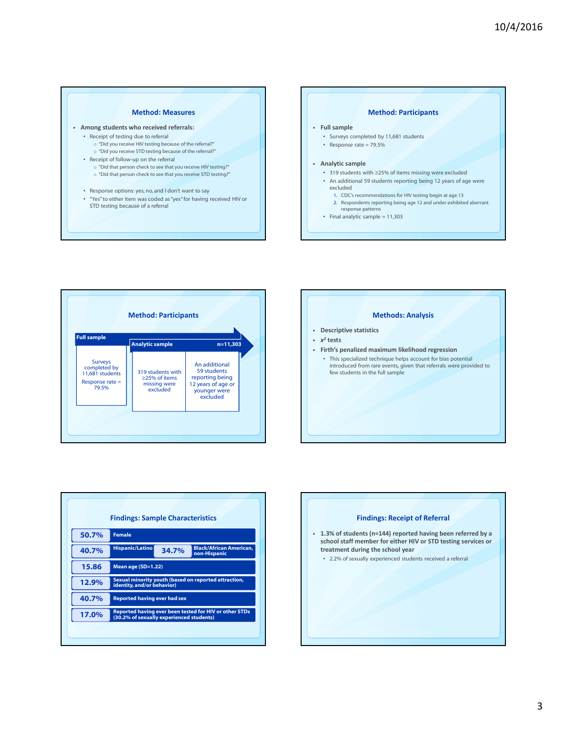## Method: Measures

- **Among students who received referrals:**
  - Receipt of testing due to referral
    - "Did you receive HIV testing because of the referral?"
    - "Did you receive STD testing because of the referral?"
  - Receipt of follow-up on the referral
    - "Did that person check to see that you receive HIV testing?"
    - "Did that person check to see that you receive STD testing?"
  - Response options: yes, no, and I don't want to say
  - "Yes" to either item was coded as "yes" for having received HIV or STD testing because of a referral

## Method: Participants

- **Full sample**
  - Surveys completed by 11,681 students
  - Response rate = 79.5%
- **Analytic sample**
  - 319 students with ≥25% of items missing were excluded
  - An additional 59 students reporting being 12 years of age were excluded
    1. CDC's recommendations for HIV testing begin at age 13
    2. Respondents reporting being age 12 and under exhibited aberrant response patterns
  - Final analytic sample = 11,303

## Method: Participants

**Full sample**

Surveys completed by 11,681 students

Response rate = 79.5%

**Analytic sample** n=11,303

319 students with ≥25% of items missing were excluded

An additional 59 students reporting being 12 years of age or younger were excluded

## Methods: Analysis

- **Descriptive statistics**
- **$x^2$ tests**
- **Firth's penalized maximum likelihood regression**
  - This specialized technique helps account for bias potential introduced from rare events, given that referrals were provided to few students in the full sample

## Findings: Sample Characteristics

| | |
|---|---|
| 50.7% | Female |
| 40.7% | Hispanic/Latino |
| 34.7% | Black/African American, non-Hispanic |
| 15.86 | Mean age (SD=1.22) |
| 12.9% | Sexual minority youth (based on reported attraction, identity, and/or behavior) |
| 40.7% | Reported having ever had sex |
| 17.0% | Reported having ever been tested for HIV or other STDs (30.2% of sexually experienced students) |

## Findings: Receipt of Referral

- **1.3% of students (n=144) reported having been referred by a school staff member for either HIV or STD testing services or treatment during the school year**
  - 2.2% of sexually experienced students received a referral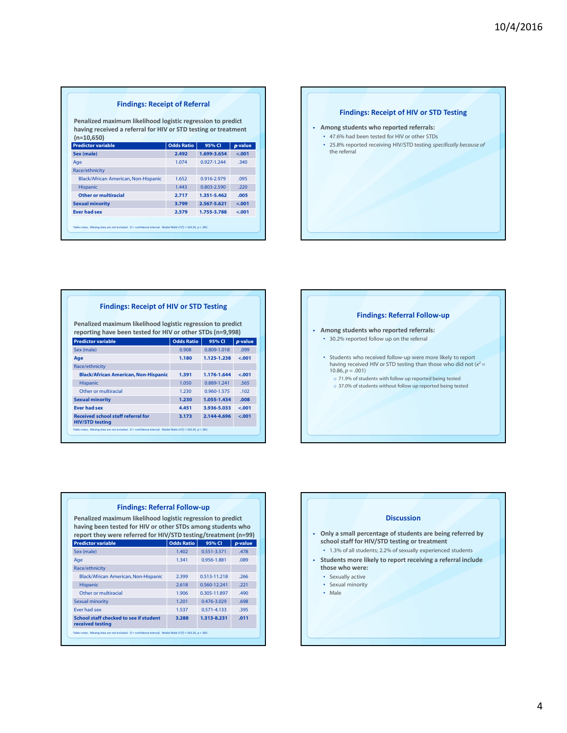## Findings: Receipt of Referral

Penalized maximum likelihood logistic regression to predict having received a referral for HIV or STD testing or treatment (n=10,650)

| Predictor variable | Odds Ratio | 95% CI | *p*-value |
|---|---|---|---|
| **Sex (male)** | **2.492** | **1.699-3.654** | **<.001** |
| Age | 1.074 | 0.927-1.244 | .340 |
| Race/ethnicity | | | |
| Black/African American, Non-Hispanic | 1.652 | 0.916-2.979 | .095 |
| Hispanic | 1.443 | 0.803-2.590 | .220 |
| **Other or multiracial** | **2.717** | **1.351-5.462** | **.005** |
| **Sexual minority** | **3.799** | **2.567-5.621** | **<.001** |
| **Ever had sex** | **2.579** | **1.755-3.788** | **<.001** |

Table notes. Missing data are not included. CI = confidence interval. Model Wald $x^2(7)$ = 103.20, $p$ < .001.

## Findings: Receipt of HIV or STD Testing

- **Among students who reported referrals:**
  - 47.6% had been tested for HIV or other STDs
  - 25.8% reported receiving HIV/STD testing *specifically because of* the referral

## Findings: Receipt of HIV or STD Testing

Penalized maximum likelihood logistic regression to predict reporting have been tested for HIV or other STDs (n=9,998)

| Predictor variable | Odds Ratio | 95% CI | *p*-value |
|---|---|---|---|
| Sex (male) | 0.908 | 0.809-1.018 | .099 |
| **Age** | **1.180** | **1.125-1.238** | **<.001** |
| Race/ethnicity | | | |
| **Black/African American, Non-Hispanic** | **1.391** | **1.176-1.644** | **<.001** |
| Hispanic | 1.050 | 0.889-1.241 | .565 |
| Other or multiracial | 1.230 | 0.960-1.575 | .102 |
| **Sexual minority** | **1.230** | **1.055-1.434** | **.008** |
| **Ever had sex** | **4.451** | **3.936-5.033** | **<.001** |
| **Received school staff referral for HIV/STD testing** | **3.173** | **2.144-4.696** | **<.001** |

Table notes. Missing data are not included. CI = confidence interval. Model Wald $x^2(7)$ = 103.20, $p$ < .001.

## Findings: Referral Follow-up

- **Among students who reported referrals:**
  - 30.2% reported follow up on the referral
  - Students who received follow-up were more likely to report having received HIV or STD testing than those who did not ($x^2$ = 10.86, $p$ = .001)
    - 71.9% of students with follow up reported being tested
    - 37.0% of students without follow up reported being tested

## Findings: Referral Follow-up

Penalized maximum likelihood logistic regression to predict having been tested for HIV or other STDs among students who report they were referred for HIV/STD testing/treatment (n=99)

| Predictor variable | Odds Ratio | 95% CI | *p*-value |
|---|---|---|---|
| Sex (male) | 1.402 | 0.551-3.571 | .478 |
| Age | 1.341 | 0.956-1.881 | .089 |
| Race/ethnicity | | | |
| Black/African American, Non-Hispanic | 2.399 | 0.513-11.218 | .266 |
| Hispanic | 2.618 | 0.560-12.241 | .221 |
| Other or multiracial | 1.906 | 0.305-11.897 | .490 |
| Sexual minority | 1.201 | 0.476-3.029 | .698 |
| Ever had sex | 1.537 | 0.571-4.133 | .395 |
| **School staff checked to see if student received testing** | **3.288** | **1.313-8.231** | **.011** |

Table notes. Missing data are not included. CI = confidence interval. Model Wald $x^2(7)$ = 103.20, $p$ < .001.

## Discussion

- **Only a small percentage of students are being referred by school staff for HIV/STD testing or treatment**
  - 1.3% of all students; 2.2% of sexually experienced students
- **Students more likely to report receiving a referral include those who were:**
  - Sexually active
  - Sexual minority
  - Male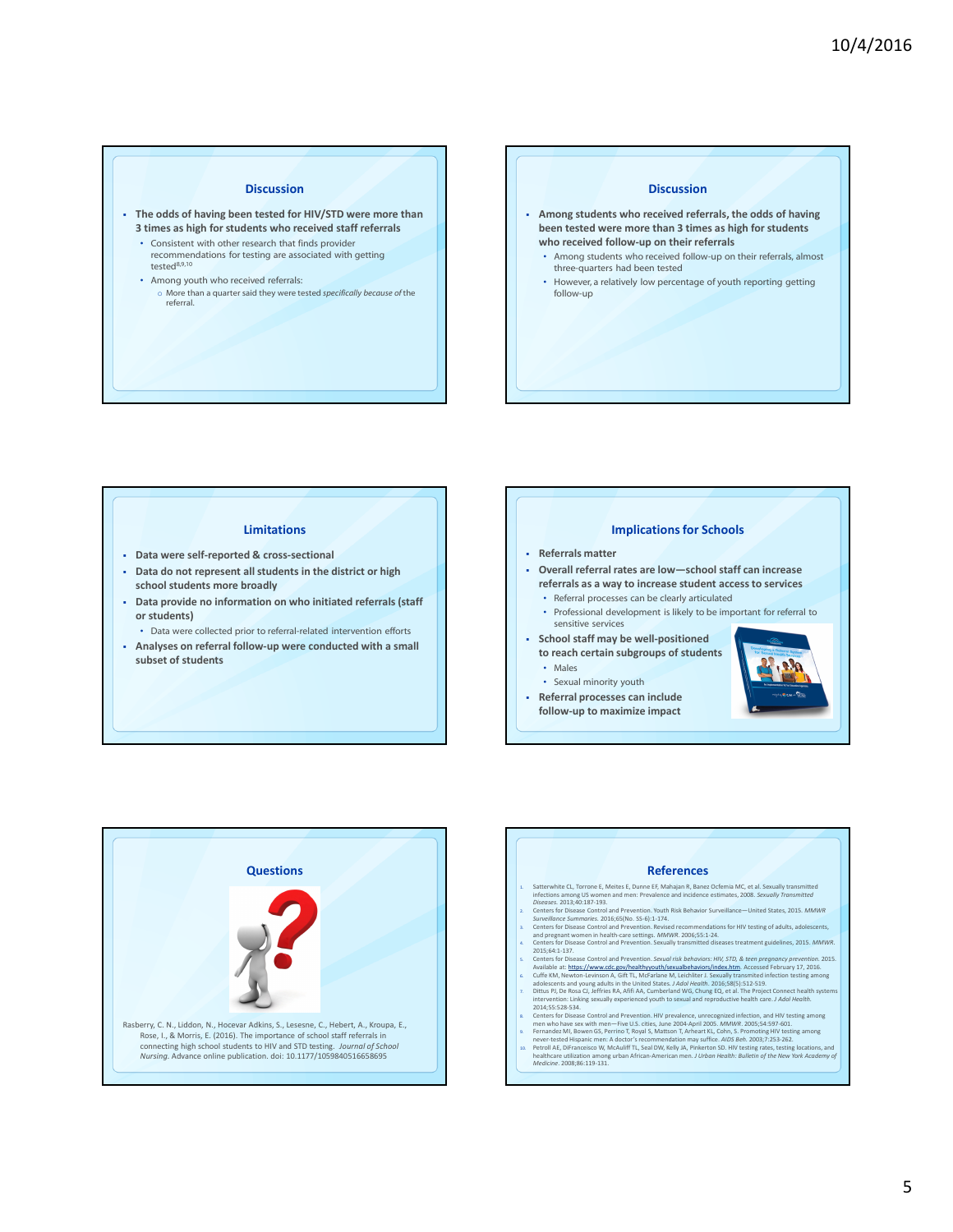## Discussion

- The odds of having been tested for HIV/STD were more than 3 times as high for students who received staff referrals
  - Consistent with other research that finds provider recommendations for testing are associated with getting tested[8,9,10]
  - Among youth who received referrals:
    - More than a quarter said they were tested *specifically because of* the referral.

## Discussion

- Among students who received referrals, the odds of having been tested were more than 3 times as high for students who received follow-up on their referrals
  - Among students who received follow-up on their referrals, almost three-quarters had been tested
  - However, a relatively low percentage of youth reporting getting follow-up

## Limitations

- Data were self-reported & cross-sectional
- Data do not represent all students in the district or high school students more broadly
- Data provide no information on who initiated referrals (staff or students)
  - Data were collected prior to referral-related intervention efforts
- Analyses on referral follow-up were conducted with a small subset of students

## Implications for Schools

- Referrals matter
- Overall referral rates are low—school staff can increase referrals as a way to increase student access to services
  - Referral processes can be clearly articulated
  - Professional development is likely to be important for referral to sensitive services
- School staff may be well-positioned to reach certain subgroups of students
  - Males
  - Sexual minority youth
- Referral processes can include follow-up to maximize impact

## Questions

Rasberry, C. N., Liddon, N., Hocevar Adkins, S., Lesesne, C., Hebert, A., Kroupa, E., Rose, I., & Morris, E. (2016). The importance of school staff referrals in connecting high school students to HIV and STD testing. *Journal of School Nursing*. Advance online publication. doi: 10.1177/1059840516658695

## References

1. Satterwhite CL, Torrone E, Meites E, Dunne EF, Mahajan R, Banez Ocfemia MC, et al. Sexually transmitted infections among US women and men: Prevalence and incidence estimates, 2008. *Sexually Transmitted Diseases*. 2013;40:187-193.
2. Centers for Disease Control and Prevention. Youth Risk Behavior Surveillance—United States, 2015. *MMWR Surveillance Summaries*. 2016;65(No. SS-6):1-174.
3. Centers for Disease Control and Prevention. Revised recommendations for HIV testing of adults, adolescents, and pregnant women in health-care settings. *MMWR*. 2006;55:1-24.
4. Centers for Disease Control and Prevention. Sexually transmitted diseases treatment guidelines, 2015. *MMWR*. 2015;64:1-137.
5. Centers for Disease Control and Prevention. *Sexual risk behaviors: HIV, STD, & teen pregnancy prevention*. 2015. Available at: https://www.cdc.gov/healthyyouth/sexualbehaviors/index.htm. Accessed February 17, 2016.
6. Cuffe KM, Newton-Levinson A, Gift TL, McFarlane M, Leichliter J. Sexually transmited infection testing among adolescents and young adults in the United States. *J Adol Health*. 2016;58(5):512-519.
7. Dittus PJ, De Rosa CJ, Jeffries RA, Afifi AA, Cumberland WG, Chung EQ, et al. The Project Connect health systems intervention: Linking sexually experienced youth to sexual and reproductive health care. *J Adol Health*. 2014;55:528-534.
8. Centers for Disease Control and Prevention. HIV prevalence, unrecognized infection, and HIV testing among men who have sex with men—Five U.S. cities, June 2004-April 2005. *MMWR*. 2005;54:597-601.
9. Fernandez MI, Bowen GS, Perrino T, Royal S, Mattson T, Arheart KL, Cohn, S. Promoting HIV testing among never-tested Hispanic men: A doctor's recommendation may suffice. *AIDS Beh*. 2003;7:253-262.
10. Petroll AE, DiFranceisco W, McAuliff TL, Seal DW, Kelly JA, Pinkerton SD. HIV testing rates, testing locations, and healthcare utilization among urban African-American men. *J Urban Health: Bulletin of the New York Academy of Medicine*. 2008;86:119-131.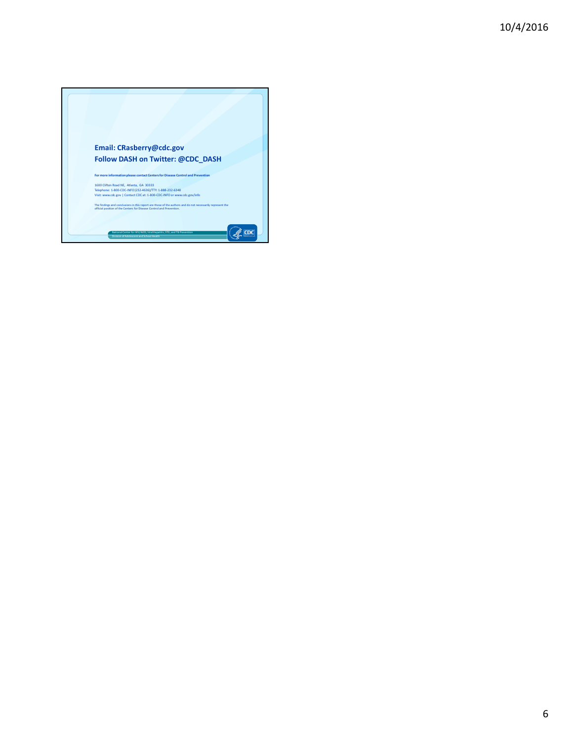**Email: CRasberry@cdc.gov**

**Follow DASH on Twitter: @CDC_DASH**

**For more information please contact Centers for Disease Control and Prevention**

1600 Clifton Road NE, Atlanta, GA 30333
Telephone: 1-800-CDC-INFO (232-4636)/TTY: 1-888-232-6348
Visit: www.cdc.gov | Contact CDC at: 1-800-CDC-INFO or www.cdc.gov/info

The findings and conclusions in this report are those of the authors and do not necessarily represent the official position of the Centers for Disease Control and Prevention.

National Center for HIV/AIDS, Viral Hepatitis, STD, and TB Prevention
Division of Adolescent and School Health